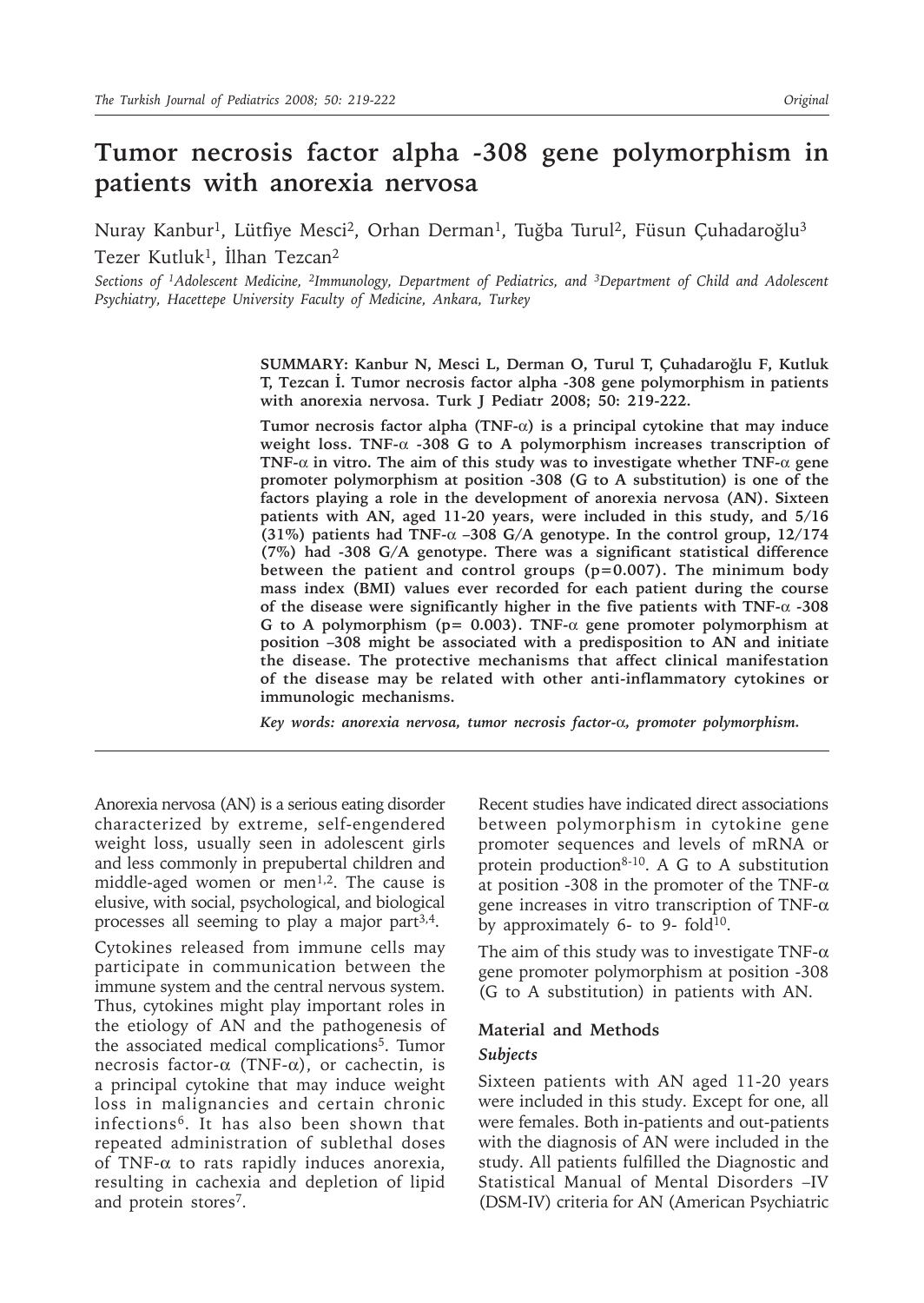# Tumor necrosis factor alpha -308 gene polymorphism in patients with anorexia nervosa

Nuray Kanbur[1], Lütfiye Mesci[2], Orhan Derman[1], Tuğba Turul[2], Füsun Çuhadaroğlu[3] Tezer Kutluk[1], İlhan Tezcan[2]

*Sections of [1]Adolescent Medicine, [2]Immunology, Department of Pediatrics, and [3]Department of Child and Adolescent Psychiatry, Hacettepe University Faculty of Medicine, Ankara, Turkey*

**SUMMARY: Kanbur N, Mesci L, Derman O, Turul T, Çuhadaroğlu F, Kutluk T, Tezcan İ. Tumor necrosis factor alpha -308 gene polymorphism in patients with anorexia nervosa. Turk J Pediatr 2008; 50: 219-222.**

**Tumor necrosis factor alpha (TNF-α) is a principal cytokine that may induce weight loss. TNF-α -308 G to A polymorphism increases transcription of TNF-α in vitro. The aim of this study was to investigate whether TNF-α gene promoter polymorphism at position -308 (G to A substitution) is one of the factors playing a role in the development of anorexia nervosa (AN). Sixteen patients with AN, aged 11-20 years, were included in this study, and 5/16 (31%) patients had TNF-α –308 G/A genotype. In the control group, 12/174 (7%) had -308 G/A genotype. There was a significant statistical difference between the patient and control groups ($p=0.007$). The minimum body mass index (BMI) values ever recorded for each patient during the course of the disease were significantly higher in the five patients with TNF-α -308 G to A polymorphism ($p= 0.003$). TNF-α gene promoter polymorphism at position –308 might be associated with a predisposition to AN and initiate the disease. The protective mechanisms that affect clinical manifestation of the disease may be related with other anti-inflammatory cytokines or immunologic mechanisms.**

*Key words: anorexia nervosa, tumor necrosis factor-α, promoter polymorphism.*

Anorexia nervosa (AN) is a serious eating disorder characterized by extreme, self-engendered weight loss, usually seen in adolescent girls and less commonly in prepubertal children and middle-aged women or men[1,2]. The cause is elusive, with social, psychological, and biological processes all seeming to play a major part[3,4].

Cytokines released from immune cells may participate in communication between the immune system and the central nervous system. Thus, cytokines might play important roles in the etiology of AN and the pathogenesis of the associated medical complications[5]. Tumor necrosis factor-α (TNF-α), or cachectin, is a principal cytokine that may induce weight loss in malignancies and certain chronic infections[6]. It has also been shown that repeated administration of sublethal doses of TNF-α to rats rapidly induces anorexia, resulting in cachexia and depletion of lipid and protein stores[7].

Recent studies have indicated direct associations between polymorphism in cytokine gene promoter sequences and levels of mRNA or protein production[8-10]. A G to A substitution at position -308 in the promoter of the TNF-α gene increases in vitro transcription of TNF-α by approximately 6- to 9- fold[10].

The aim of this study was to investigate TNF-α gene promoter polymorphism at position -308 (G to A substitution) in patients with AN.

## Material and Methods

### *Subjects*

Sixteen patients with AN aged 11-20 years were included in this study. Except for one, all were females. Both in-patients and out-patients with the diagnosis of AN were included in the study. All patients fulfilled the Diagnostic and Statistical Manual of Mental Disorders –IV (DSM-IV) criteria for AN (American Psychiatric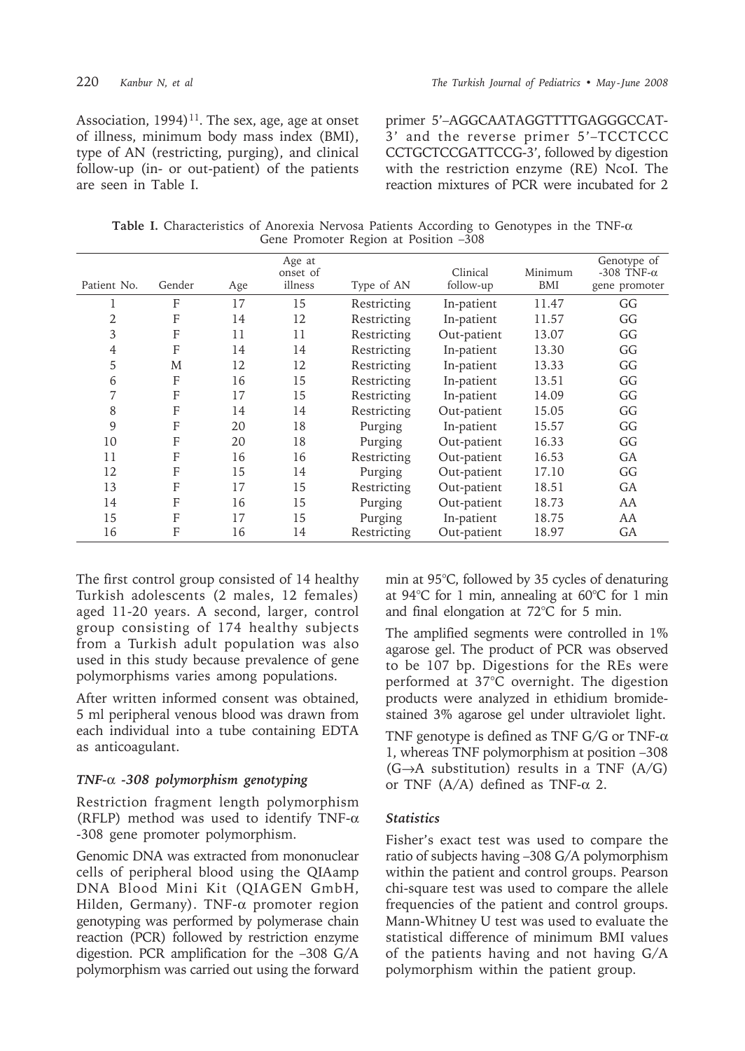Association, 1994)[11]. The sex, age, age at onset of illness, minimum body mass index (BMI), type of AN (restricting, purging), and clinical follow-up (in- or out-patient) of the patients are seen in Table I.

primer 5'–AGGCAATAGGTTTTGAGGGCCAT-3' and the reverse primer 5'–TCCTCCC CCTGCTCCGATTCCG-3', followed by digestion with the restriction enzyme (RE) NcoI. The reaction mixtures of PCR were incubated for 2 min at 95°C, followed by 35 cycles of denaturing at 94°C for 1 min, annealing at 60°C for 1 min and final elongation at 72°C for 5 min.

**Table I.** Characteristics of Anorexia Nervosa Patients According to Genotypes in the TNF-α Gene Promoter Region at Position –308

| Patient No. | Gender | Age | Age at onset of illness | Type of AN | Clinical follow-up | Minimum BMI | Genotype of -308 TNF-α gene promoter |
|---|---|---|---|---|---|---|---|
| 1 | F | 17 | 15 | Restricting | In-patient | 11.47 | GG |
| 2 | F | 14 | 12 | Restricting | In-patient | 11.57 | GG |
| 3 | F | 11 | 11 | Restricting | Out-patient | 13.07 | GG |
| 4 | F | 14 | 14 | Restricting | In-patient | 13.30 | GG |
| 5 | M | 12 | 12 | Restricting | In-patient | 13.33 | GG |
| 6 | F | 16 | 15 | Restricting | In-patient | 13.51 | GG |
| 7 | F | 17 | 15 | Restricting | In-patient | 14.09 | GG |
| 8 | F | 14 | 14 | Restricting | Out-patient | 15.05 | GG |
| 9 | F | 20 | 18 | Purging | In-patient | 15.57 | GG |
| 10 | F | 20 | 18 | Purging | Out-patient | 16.33 | GG |
| 11 | F | 16 | 16 | Restricting | Out-patient | 16.53 | GA |
| 12 | F | 15 | 14 | Purging | Out-patient | 17.10 | GG |
| 13 | F | 17 | 15 | Restricting | Out-patient | 18.51 | GA |
| 14 | F | 16 | 15 | Purging | Out-patient | 18.73 | AA |
| 15 | F | 17 | 15 | Purging | In-patient | 18.75 | AA |
| 16 | F | 16 | 14 | Restricting | Out-patient | 18.97 | GA |

The first control group consisted of 14 healthy Turkish adolescents (2 males, 12 females) aged 11-20 years. A second, larger, control group consisting of 174 healthy subjects from a Turkish adult population was also used in this study because prevalence of gene polymorphisms varies among populations.

After written informed consent was obtained, 5 ml peripheral venous blood was drawn from each individual into a tube containing EDTA as anticoagulant.

### *TNF-α -308 polymorphism genotyping*

Restriction fragment length polymorphism (RFLP) method was used to identify TNF-α -308 gene promoter polymorphism.

Genomic DNA was extracted from mononuclear cells of peripheral blood using the QIAamp DNA Blood Mini Kit (QIAGEN GmbH, Hilden, Germany). TNF-α promoter region genotyping was performed by polymerase chain reaction (PCR) followed by restriction enzyme digestion. PCR amplification for the –308 G/A polymorphism was carried out using the forward primer 5'–AGGCAATAGGTTTTGAGGGCCAT-3' and the reverse primer 5'–TCCTCCC CCTGCTCCGATTCCG-3', followed by digestion with the restriction enzyme (RE) NcoI.

The amplified segments were controlled in 1% agarose gel. The product of PCR was observed to be 107 bp. Digestions for the REs were performed at 37°C overnight. The digestion products were analyzed in ethidium bromide-stained 3% agarose gel under ultraviolet light.

TNF genotype is defined as TNF G/G or TNF-α 1, whereas TNF polymorphism at position –308 (G→A substitution) results in a TNF (A/G) or TNF (A/A) defined as TNF-α 2.

### *Statistics*

Fisher's exact test was used to compare the ratio of subjects having –308 G/A polymorphism within the patient and control groups. Pearson chi-square test was used to compare the allele frequencies of the patient and control groups. Mann-Whitney U test was used to evaluate the statistical difference of minimum BMI values of the patients having and not having G/A polymorphism within the patient group.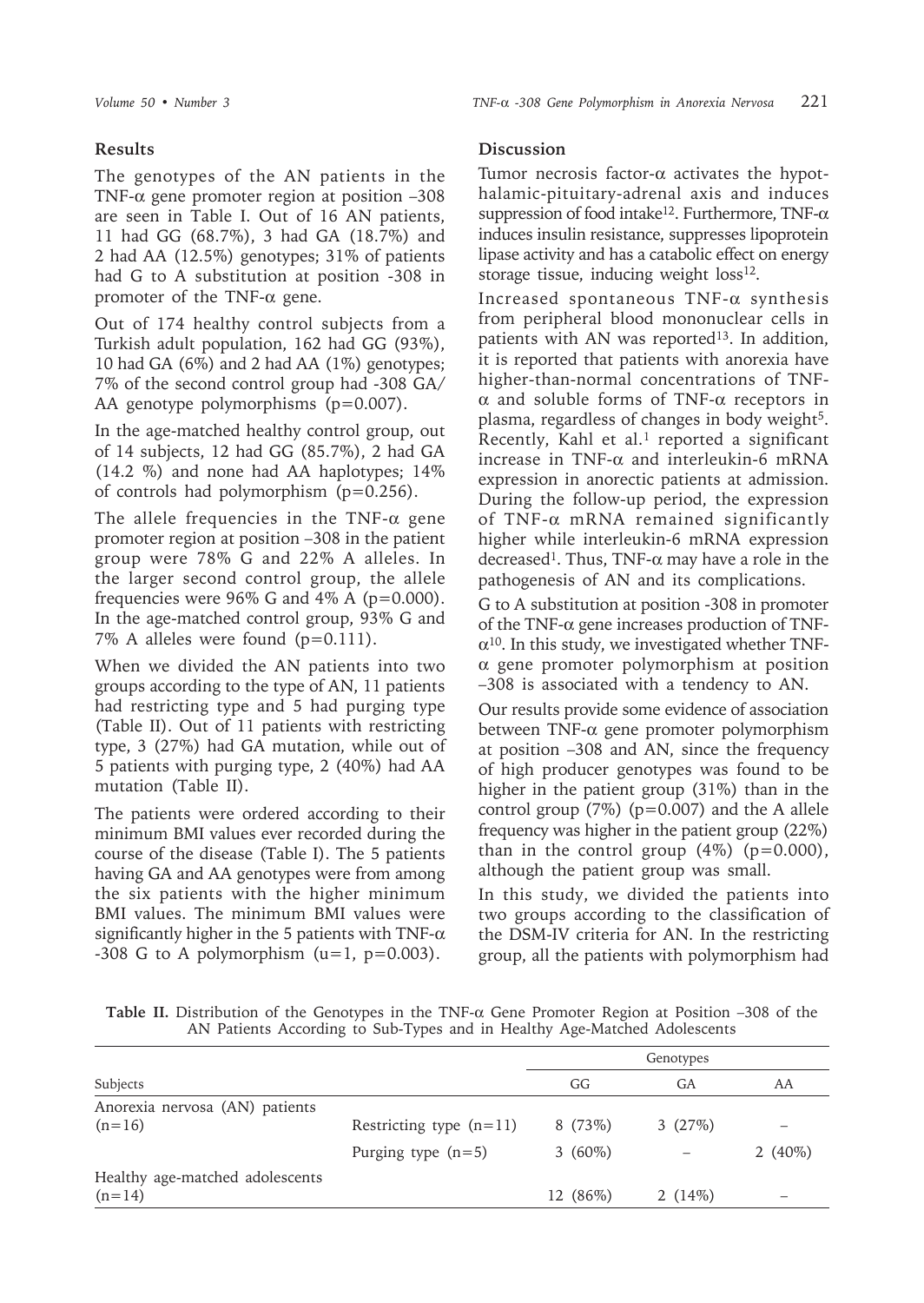## Results

The genotypes of the AN patients in the TNF-α gene promoter region at position –308 are seen in Table I. Out of 16 AN patients, 11 had GG (68.7%), 3 had GA (18.7%) and 2 had AA (12.5%) genotypes; 31% of patients had G to A substitution at position -308 in promoter of the TNF-α gene.

Out of 174 healthy control subjects from a Turkish adult population, 162 had GG (93%), 10 had GA (6%) and 2 had AA (1%) genotypes; 7% of the second control group had -308 GA/AA genotype polymorphisms ($p=0.007$).

In the age-matched healthy control group, out of 14 subjects, 12 had GG (85.7%), 2 had GA (14.2 %) and none had AA haplotypes; 14% of controls had polymorphism ($p=0.256$).

The allele frequencies in the TNF-α gene promoter region at position –308 in the patient group were 78% G and 22% A alleles. In the larger second control group, the allele frequencies were 96% G and 4% A ($p=0.000$). In the age-matched control group, 93% G and 7% A alleles were found ($p=0.111$).

When we divided the AN patients into two groups according to the type of AN, 11 patients had restricting type and 5 had purging type (Table II). Out of 11 patients with restricting type, 3 (27%) had GA mutation, while out of 5 patients with purging type, 2 (40%) had AA mutation (Table II).

The patients were ordered according to their minimum BMI values ever recorded during the course of the disease (Table I). The 5 patients having GA and AA genotypes were from among the six patients with the higher minimum BMI values. The minimum BMI values were significantly higher in the 5 patients with TNF-α -308 G to A polymorphism ($u=1$, $p=0.003$).

## Discussion

Tumor necrosis factor-α activates the hypothalamic-pituitary-adrenal axis and induces suppression of food intake[12]. Furthermore, TNF-α induces insulin resistance, suppresses lipoprotein lipase activity and has a catabolic effect on energy storage tissue, inducing weight loss[12].

Increased spontaneous TNF-α synthesis from peripheral blood mononuclear cells in patients with AN was reported[13]. In addition, it is reported that patients with anorexia have higher-than-normal concentrations of TNF-α and soluble forms of TNF-α receptors in plasma, regardless of changes in body weight[5]. Recently, Kahl et al.[1] reported a significant increase in TNF-α and interleukin-6 mRNA expression in anorectic patients at admission. During the follow-up period, the expression of TNF-α mRNA remained significantly higher while interleukin-6 mRNA expression decreased[1]. Thus, TNF-α may have a role in the pathogenesis of AN and its complications.

G to A substitution at position -308 in promoter of the TNF-α gene increases production of TNF-α[10]. In this study, we investigated whether TNF-α gene promoter polymorphism at position –308 is associated with a tendency to AN.

Our results provide some evidence of association between TNF-α gene promoter polymorphism at position –308 and AN, since the frequency of high producer genotypes was found to be higher in the patient group (31%) than in the control group (7%) ($p=0.007$) and the A allele frequency was higher in the patient group (22%) than in the control group (4%) ($p=0.000$), although the patient group was small.

In this study, we divided the patients into two groups according to the classification of the DSM-IV criteria for AN. In the restricting group, all the patients with polymorphism had

**Table II.** Distribution of the Genotypes in the TNF-α Gene Promoter Region at Position –308 of the AN Patients According to Sub-Types and in Healthy Age-Matched Adolescents

| Subjects | | Genotypes | | |
|---|---|---|---|---|
| | | GG | GA | AA |
| Anorexia nervosa (AN) patients (n=16) | Restricting type (n=11) | 8 (73%) | 3 (27%) | – |
| | Purging type (n=5) | 3 (60%) | – | 2 (40%) |
| Healthy age-matched adolescents (n=14) | | 12 (86%) | 2 (14%) | – |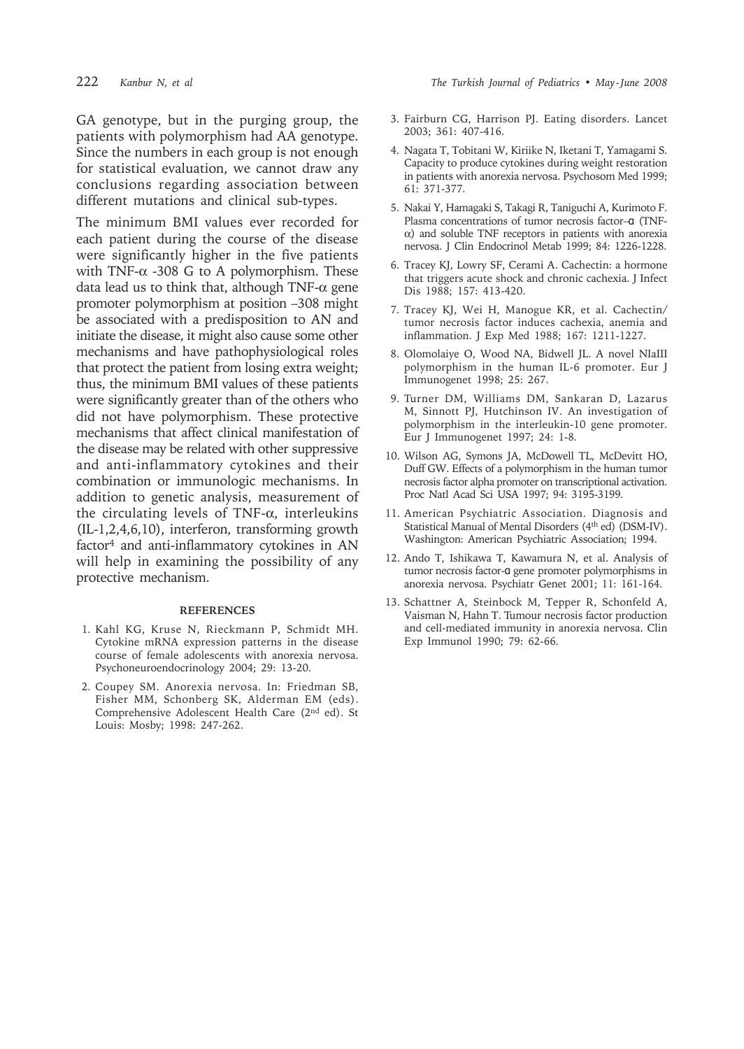GA genotype, but in the purging group, the patients with polymorphism had AA genotype. Since the numbers in each group is not enough for statistical evaluation, we cannot draw any conclusions regarding association between different mutations and clinical sub-types.

The minimum BMI values ever recorded for each patient during the course of the disease were significantly higher in the five patients with TNF-α -308 G to A polymorphism. These data lead us to think that, although TNF-α gene promoter polymorphism at position –308 might be associated with a predisposition to AN and initiate the disease, it might also cause some other mechanisms and have pathophysiological roles that protect the patient from losing extra weight; thus, the minimum BMI values of these patients were significantly greater than of the others who did not have polymorphism. These protective mechanisms that affect clinical manifestation of the disease may be related with other suppressive and anti-inflammatory cytokines and their combination or immunologic mechanisms. In addition to genetic analysis, measurement of the circulating levels of TNF-α, interleukins (IL-1,2,4,6,10), interferon, transforming growth factor[4] and anti-inflammatory cytokines in AN will help in examining the possibility of any protective mechanism.

## REFERENCES

1. Kahl KG, Kruse N, Rieckmann P, Schmidt MH. Cytokine mRNA expression patterns in the disease course of female adolescents with anorexia nervosa. Psychoneuroendocrinology 2004; 29: 13-20.
2. Coupey SM. Anorexia nervosa. In: Friedman SB, Fisher MM, Schonberg SK, Alderman EM (eds). Comprehensive Adolescent Health Care (2nd ed). St Louis: Mosby; 1998: 247-262.
3. Fairburn CG, Harrison PJ. Eating disorders. Lancet 2003; 361: 407-416.
4. Nagata T, Tobitani W, Kiriike N, Iketani T, Yamagami S. Capacity to produce cytokines during weight restoration in patients with anorexia nervosa. Psychosom Med 1999; 61: 371-377.
5. Nakai Y, Hamagaki S, Takagi R, Taniguchi A, Kurimoto F. Plasma concentrations of tumor necrosis factor–α (TNF-α) and soluble TNF receptors in patients with anorexia nervosa. J Clin Endocrinol Metab 1999; 84: 1226-1228.
6. Tracey KJ, Lowry SF, Cerami A. Cachectin: a hormone that triggers acute shock and chronic cachexia. J Infect Dis 1988; 157: 413-420.
7. Tracey KJ, Wei H, Manogue KR, et al. Cachectin/tumor necrosis factor induces cachexia, anemia and inflammation. J Exp Med 1988; 167: 1211-1227.
8. Olomolaiye O, Wood NA, Bidwell JL. A novel NIaIII polymorphism in the human IL-6 promoter. Eur J Immunogenet 1998; 25: 267.
9. Turner DM, Williams DM, Sankaran D, Lazarus M, Sinnott PJ, Hutchinson IV. An investigation of polymorphism in the interleukin-10 gene promoter. Eur J Immunogenet 1997; 24: 1-8.
10. Wilson AG, Symons JA, McDowell TL, McDevitt HO, Duff GW. Effects of a polymorphism in the human tumor necrosis factor alpha promoter on transcriptional activation. Proc Natl Acad Sci USA 1997; 94: 3195-3199.
11. American Psychiatric Association. Diagnosis and Statistical Manual of Mental Disorders (4th ed) (DSM-IV). Washington: American Psychiatric Association; 1994.
12. Ando T, Ishikawa T, Kawamura N, et al. Analysis of tumor necrosis factor-α gene promoter polymorphisms in anorexia nervosa. Psychiatr Genet 2001; 11: 161-164.
13. Schattner A, Steinbock M, Tepper R, Schonfeld A, Vaisman N, Hahn T. Tumour necrosis factor production and cell-mediated immunity in anorexia nervosa. Clin Exp Immunol 1990; 79: 62-66.